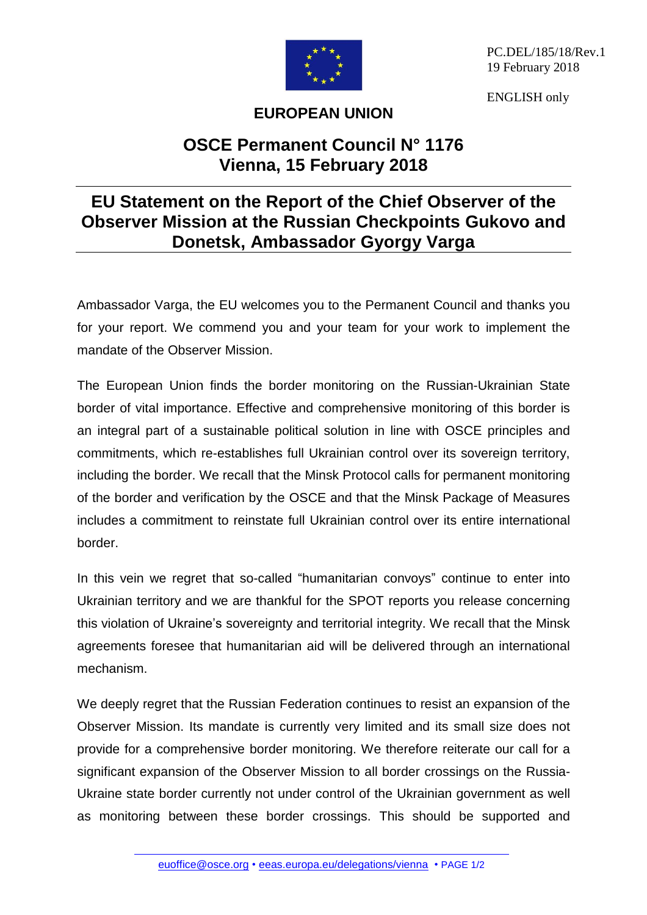PC.DEL/185/18/Rev.1
19 February 2018

ENGLISH only

**EUROPEAN UNION**

# OSCE Permanent Council N° 1176
# Vienna, 15 February 2018

## EU Statement on the Report of the Chief Observer of the Observer Mission at the Russian Checkpoints Gukovo and Donetsk, Ambassador Gyorgy Varga

Ambassador Varga, the EU welcomes you to the Permanent Council and thanks you for your report. We commend you and your team for your work to implement the mandate of the Observer Mission.

The European Union finds the border monitoring on the Russian-Ukrainian State border of vital importance. Effective and comprehensive monitoring of this border is an integral part of a sustainable political solution in line with OSCE principles and commitments, which re-establishes full Ukrainian control over its sovereign territory, including the border. We recall that the Minsk Protocol calls for permanent monitoring of the border and verification by the OSCE and that the Minsk Package of Measures includes a commitment to reinstate full Ukrainian control over its entire international border.

In this vein we regret that so-called "humanitarian convoys" continue to enter into Ukrainian territory and we are thankful for the SPOT reports you release concerning this violation of Ukraine's sovereignty and territorial integrity. We recall that the Minsk agreements foresee that humanitarian aid will be delivered through an international mechanism.

We deeply regret that the Russian Federation continues to resist an expansion of the Observer Mission. Its mandate is currently very limited and its small size does not provide for a comprehensive border monitoring. We therefore reiterate our call for a significant expansion of the Observer Mission to all border crossings on the Russia-Ukraine state border currently not under control of the Ukrainian government as well as monitoring between these border crossings. This should be supported and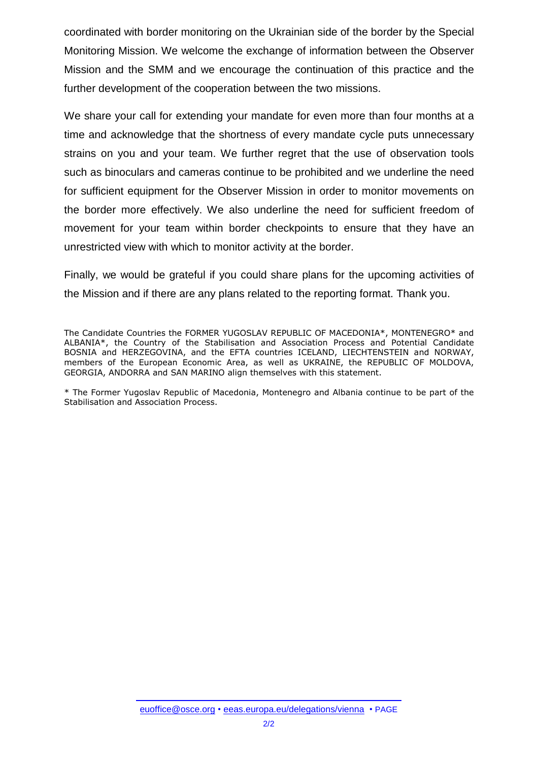coordinated with border monitoring on the Ukrainian side of the border by the Special Monitoring Mission. We welcome the exchange of information between the Observer Mission and the SMM and we encourage the continuation of this practice and the further development of the cooperation between the two missions.

We share your call for extending your mandate for even more than four months at a time and acknowledge that the shortness of every mandate cycle puts unnecessary strains on you and your team. We further regret that the use of observation tools such as binoculars and cameras continue to be prohibited and we underline the need for sufficient equipment for the Observer Mission in order to monitor movements on the border more effectively. We also underline the need for sufficient freedom of movement for your team within border checkpoints to ensure that they have an unrestricted view with which to monitor activity at the border.

Finally, we would be grateful if you could share plans for the upcoming activities of the Mission and if there are any plans related to the reporting format. Thank you.

The Candidate Countries the FORMER YUGOSLAV REPUBLIC OF MACEDONIA*, MONTENEGRO* and ALBANIA*, the Country of the Stabilisation and Association Process and Potential Candidate BOSNIA and HERZEGOVINA, and the EFTA countries ICELAND, LIECHTENSTEIN and NORWAY, members of the European Economic Area, as well as UKRAINE, the REPUBLIC OF MOLDOVA, GEORGIA, ANDORRA and SAN MARINO align themselves with this statement.

* The Former Yugoslav Republic of Macedonia, Montenegro and Albania continue to be part of the Stabilisation and Association Process.

euoffice@osce.org • eeas.europa.eu/delegations/vienna